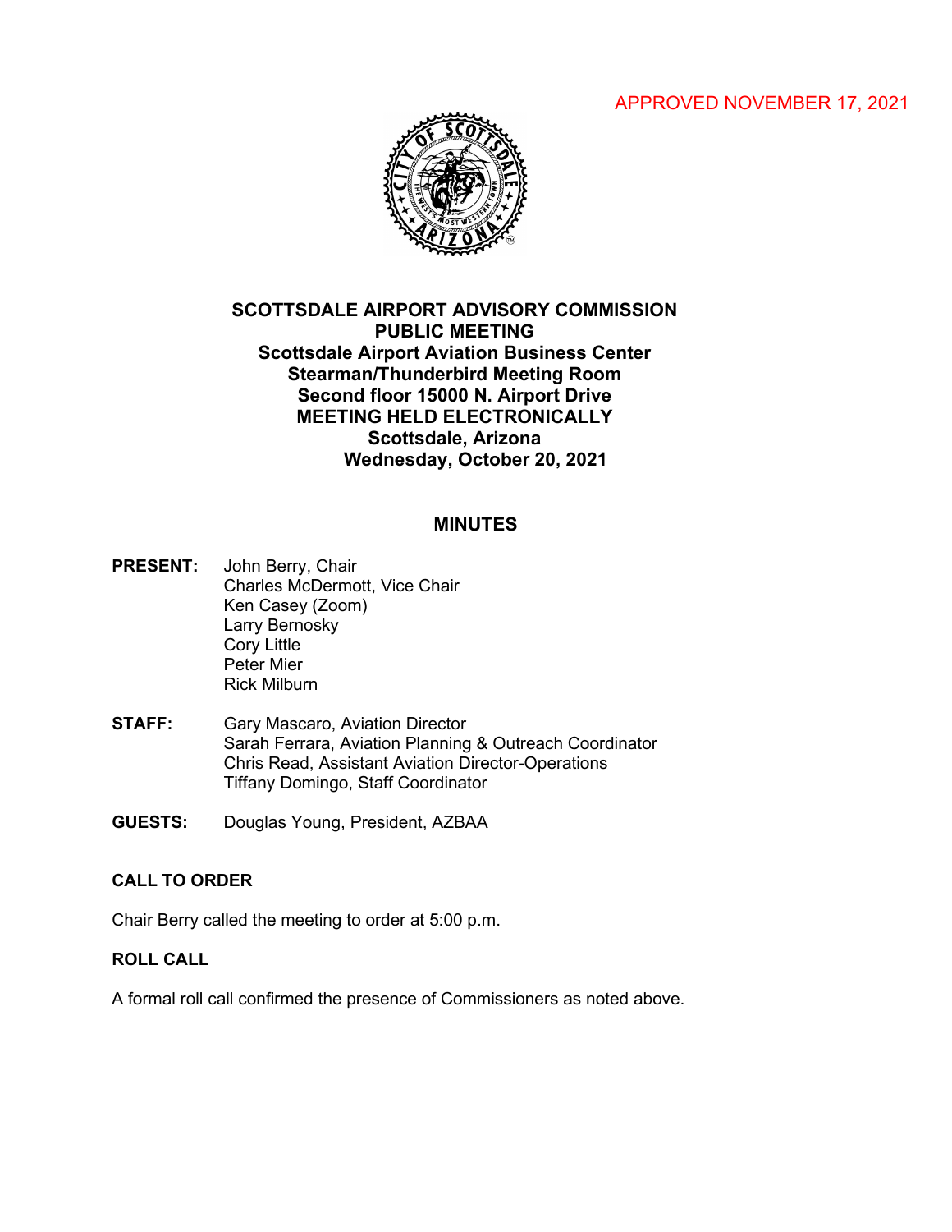APPROVED NOVEMBER 17, 2021

# SCOTTSDALE AIRPORT ADVISORY COMMISSION PUBLIC MEETING

**Scottsdale Airport Aviation Business Center**
**Stearman/Thunderbird Meeting Room**
**Second floor 15000 N. Airport Drive**
**MEETING HELD ELECTRONICALLY**
**Scottsdale, Arizona**
**Wednesday, October 20, 2021**

## MINUTES

**PRESENT:**
John Berry, Chair
Charles McDermott, Vice Chair
Ken Casey (Zoom)
Larry Bernosky
Cory Little
Peter Mier
Rick Milburn

**STAFF:**
Gary Mascaro, Aviation Director
Sarah Ferrara, Aviation Planning & Outreach Coordinator
Chris Read, Assistant Aviation Director-Operations
Tiffany Domingo, Staff Coordinator

**GUESTS:**
Douglas Young, President, AZBAA

### CALL TO ORDER

Chair Berry called the meeting to order at 5:00 p.m.

### ROLL CALL

A formal roll call confirmed the presence of Commissioners as noted above.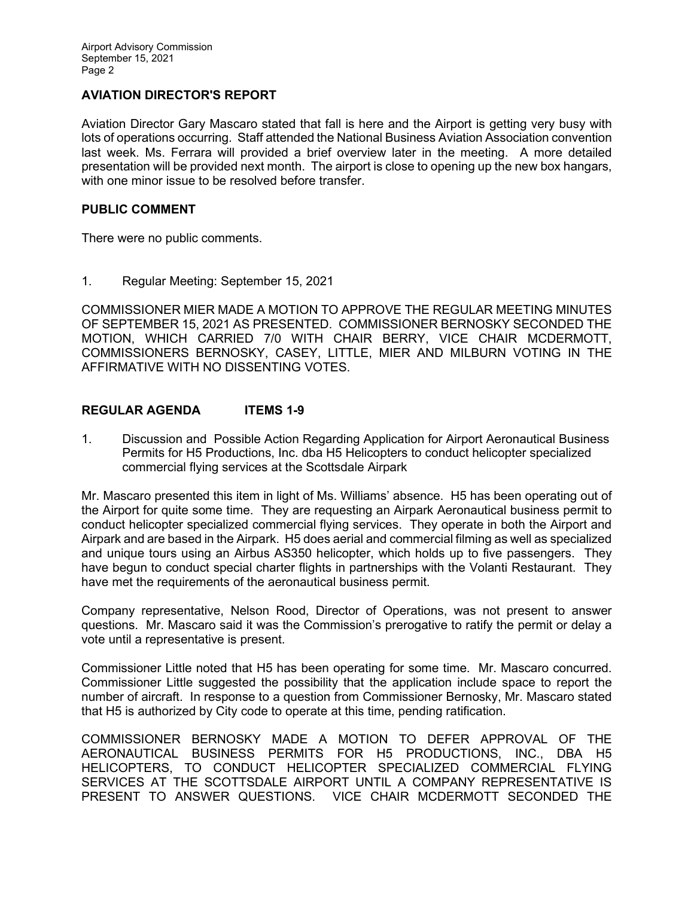## AVIATION DIRECTOR'S REPORT

Aviation Director Gary Mascaro stated that fall is here and the Airport is getting very busy with lots of operations occurring. Staff attended the National Business Aviation Association convention last week. Ms. Ferrara will provided a brief overview later in the meeting. A more detailed presentation will be provided next month. The airport is close to opening up the new box hangars, with one minor issue to be resolved before transfer.

## PUBLIC COMMENT

There were no public comments.

1. Regular Meeting: September 15, 2021

COMMISSIONER MIER MADE A MOTION TO APPROVE THE REGULAR MEETING MINUTES OF SEPTEMBER 15, 2021 AS PRESENTED. COMMISSIONER BERNOSKY SECONDED THE MOTION, WHICH CARRIED 7/0 WITH CHAIR BERRY, VICE CHAIR MCDERMOTT, COMMISSIONERS BERNOSKY, CASEY, LITTLE, MIER AND MILBURN VOTING IN THE AFFIRMATIVE WITH NO DISSENTING VOTES.

## REGULAR AGENDA ITEMS 1-9

1. Discussion and Possible Action Regarding Application for Airport Aeronautical Business Permits for H5 Productions, Inc. dba H5 Helicopters to conduct helicopter specialized commercial flying services at the Scottsdale Airpark

Mr. Mascaro presented this item in light of Ms. Williams' absence. H5 has been operating out of the Airport for quite some time. They are requesting an Airpark Aeronautical business permit to conduct helicopter specialized commercial flying services. They operate in both the Airport and Airpark and are based in the Airpark. H5 does aerial and commercial filming as well as specialized and unique tours using an Airbus AS350 helicopter, which holds up to five passengers. They have begun to conduct special charter flights in partnerships with the Volanti Restaurant. They have met the requirements of the aeronautical business permit.

Company representative, Nelson Rood, Director of Operations, was not present to answer questions. Mr. Mascaro said it was the Commission's prerogative to ratify the permit or delay a vote until a representative is present.

Commissioner Little noted that H5 has been operating for some time. Mr. Mascaro concurred. Commissioner Little suggested the possibility that the application include space to report the number of aircraft. In response to a question from Commissioner Bernosky, Mr. Mascaro stated that H5 is authorized by City code to operate at this time, pending ratification.

COMMISSIONER BERNOSKY MADE A MOTION TO DEFER APPROVAL OF THE AERONAUTICAL BUSINESS PERMITS FOR H5 PRODUCTIONS, INC., DBA H5 HELICOPTERS, TO CONDUCT HELICOPTER SPECIALIZED COMMERCIAL FLYING SERVICES AT THE SCOTTSDALE AIRPORT UNTIL A COMPANY REPRESENTATIVE IS PRESENT TO ANSWER QUESTIONS. VICE CHAIR MCDERMOTT SECONDED THE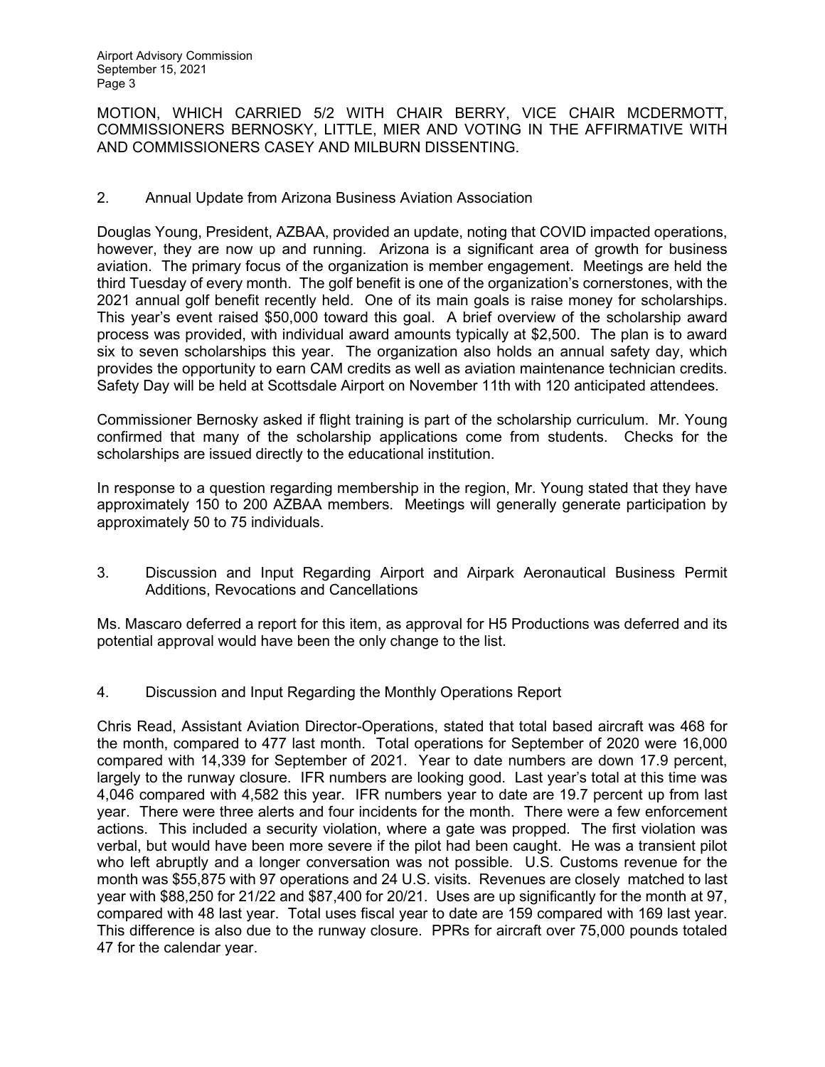MOTION, WHICH CARRIED 5/2 WITH CHAIR BERRY, VICE CHAIR MCDERMOTT, COMMISSIONERS BERNOSKY, LITTLE, MIER AND VOTING IN THE AFFIRMATIVE WITH AND COMMISSIONERS CASEY AND MILBURN DISSENTING.

2. Annual Update from Arizona Business Aviation Association

Douglas Young, President, AZBAA, provided an update, noting that COVID impacted operations, however, they are now up and running. Arizona is a significant area of growth for business aviation. The primary focus of the organization is member engagement. Meetings are held the third Tuesday of every month. The golf benefit is one of the organization's cornerstones, with the 2021 annual golf benefit recently held. One of its main goals is raise money for scholarships. This year's event raised $50,000 toward this goal. A brief overview of the scholarship award process was provided, with individual award amounts typically at $2,500. The plan is to award six to seven scholarships this year. The organization also holds an annual safety day, which provides the opportunity to earn CAM credits as well as aviation maintenance technician credits. Safety Day will be held at Scottsdale Airport on November 11th with 120 anticipated attendees.

Commissioner Bernosky asked if flight training is part of the scholarship curriculum. Mr. Young confirmed that many of the scholarship applications come from students. Checks for the scholarships are issued directly to the educational institution.

In response to a question regarding membership in the region, Mr. Young stated that they have approximately 150 to 200 AZBAA members. Meetings will generally generate participation by approximately 50 to 75 individuals.

3. Discussion and Input Regarding Airport and Airpark Aeronautical Business Permit Additions, Revocations and Cancellations

Ms. Mascaro deferred a report for this item, as approval for H5 Productions was deferred and its potential approval would have been the only change to the list.

4. Discussion and Input Regarding the Monthly Operations Report

Chris Read, Assistant Aviation Director-Operations, stated that total based aircraft was 468 for the month, compared to 477 last month. Total operations for September of 2020 were 16,000 compared with 14,339 for September of 2021. Year to date numbers are down 17.9 percent, largely to the runway closure. IFR numbers are looking good. Last year's total at this time was 4,046 compared with 4,582 this year. IFR numbers year to date are 19.7 percent up from last year. There were three alerts and four incidents for the month. There were a few enforcement actions. This included a security violation, where a gate was propped. The first violation was verbal, but would have been more severe if the pilot had been caught. He was a transient pilot who left abruptly and a longer conversation was not possible. U.S. Customs revenue for the month was $55,875 with 97 operations and 24 U.S. visits. Revenues are closely matched to last year with $88,250 for 21/22 and $87,400 for 20/21. Uses are up significantly for the month at 97, compared with 48 last year. Total uses fiscal year to date are 159 compared with 169 last year. This difference is also due to the runway closure. PPRs for aircraft over 75,000 pounds totaled 47 for the calendar year.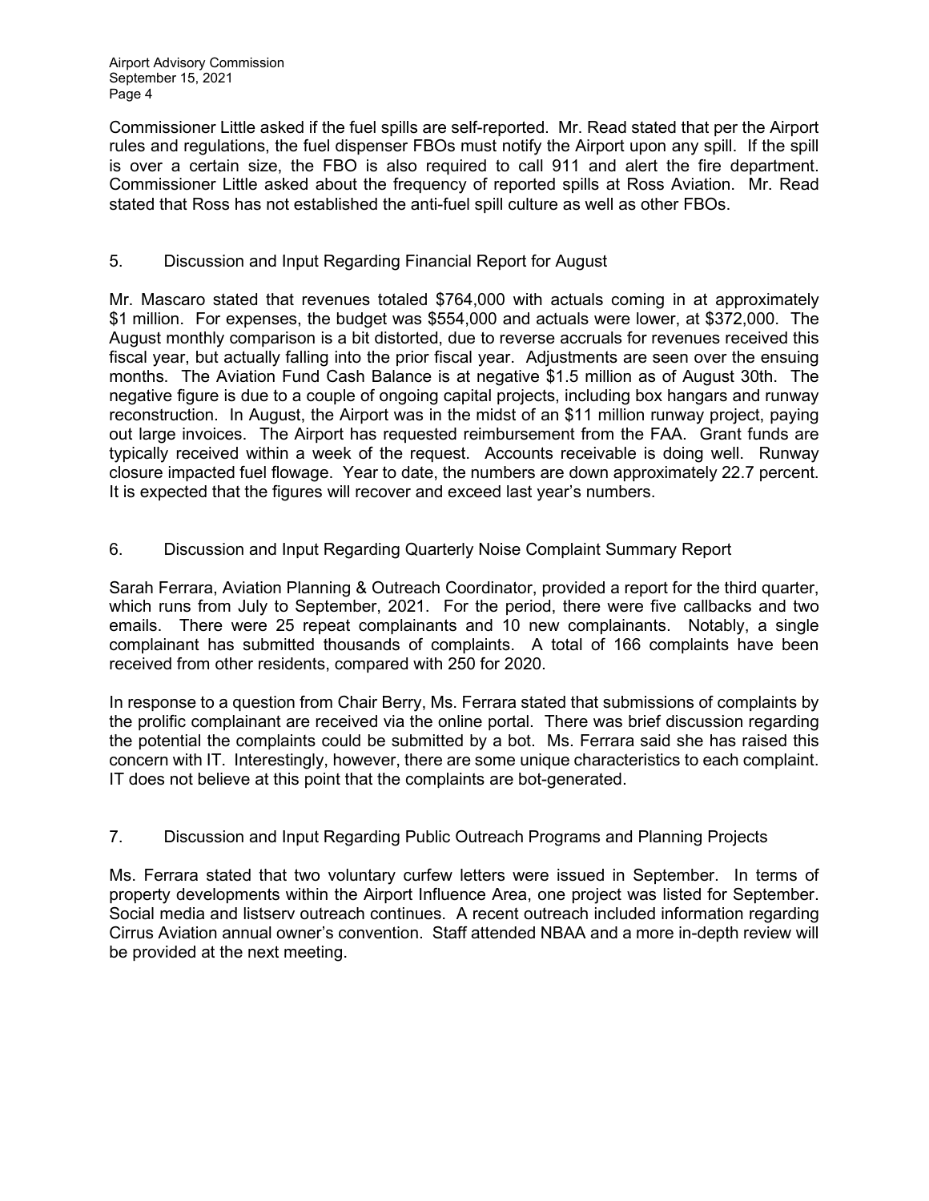Commissioner Little asked if the fuel spills are self-reported. Mr. Read stated that per the Airport rules and regulations, the fuel dispenser FBOs must notify the Airport upon any spill. If the spill is over a certain size, the FBO is also required to call 911 and alert the fire department. Commissioner Little asked about the frequency of reported spills at Ross Aviation. Mr. Read stated that Ross has not established the anti-fuel spill culture as well as other FBOs.

## 5. Discussion and Input Regarding Financial Report for August

Mr. Mascaro stated that revenues totaled $764,000 with actuals coming in at approximately $1 million. For expenses, the budget was $554,000 and actuals were lower, at $372,000. The August monthly comparison is a bit distorted, due to reverse accruals for revenues received this fiscal year, but actually falling into the prior fiscal year. Adjustments are seen over the ensuing months. The Aviation Fund Cash Balance is at negative $1.5 million as of August 30th. The negative figure is due to a couple of ongoing capital projects, including box hangars and runway reconstruction. In August, the Airport was in the midst of an $11 million runway project, paying out large invoices. The Airport has requested reimbursement from the FAA. Grant funds are typically received within a week of the request. Accounts receivable is doing well. Runway closure impacted fuel flowage. Year to date, the numbers are down approximately 22.7 percent. It is expected that the figures will recover and exceed last year's numbers.

## 6. Discussion and Input Regarding Quarterly Noise Complaint Summary Report

Sarah Ferrara, Aviation Planning & Outreach Coordinator, provided a report for the third quarter, which runs from July to September, 2021. For the period, there were five callbacks and two emails. There were 25 repeat complainants and 10 new complainants. Notably, a single complainant has submitted thousands of complaints. A total of 166 complaints have been received from other residents, compared with 250 for 2020.

In response to a question from Chair Berry, Ms. Ferrara stated that submissions of complaints by the prolific complainant are received via the online portal. There was brief discussion regarding the potential the complaints could be submitted by a bot. Ms. Ferrara said she has raised this concern with IT. Interestingly, however, there are some unique characteristics to each complaint. IT does not believe at this point that the complaints are bot-generated.

## 7. Discussion and Input Regarding Public Outreach Programs and Planning Projects

Ms. Ferrara stated that two voluntary curfew letters were issued in September. In terms of property developments within the Airport Influence Area, one project was listed for September. Social media and listserv outreach continues. A recent outreach included information regarding Cirrus Aviation annual owner's convention. Staff attended NBAA and a more in-depth review will be provided at the next meeting.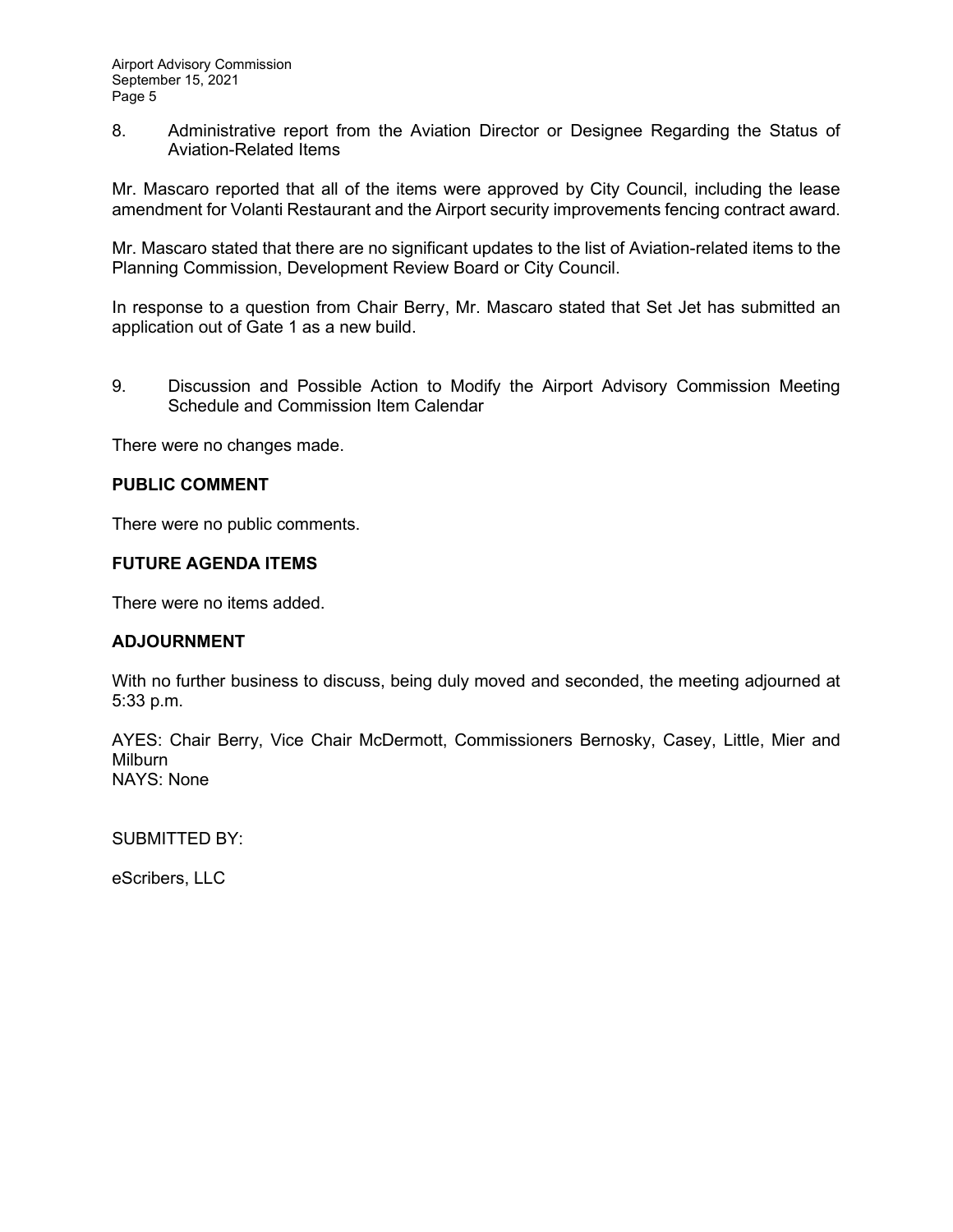8. Administrative report from the Aviation Director or Designee Regarding the Status of Aviation-Related Items

Mr. Mascaro reported that all of the items were approved by City Council, including the lease amendment for Volanti Restaurant and the Airport security improvements fencing contract award.

Mr. Mascaro stated that there are no significant updates to the list of Aviation-related items to the Planning Commission, Development Review Board or City Council.

In response to a question from Chair Berry, Mr. Mascaro stated that Set Jet has submitted an application out of Gate 1 as a new build.

9. Discussion and Possible Action to Modify the Airport Advisory Commission Meeting Schedule and Commission Item Calendar

There were no changes made.

**PUBLIC COMMENT**

There were no public comments.

**FUTURE AGENDA ITEMS**

There were no items added.

**ADJOURNMENT**

With no further business to discuss, being duly moved and seconded, the meeting adjourned at 5:33 p.m.

AYES: Chair Berry, Vice Chair McDermott, Commissioners Bernosky, Casey, Little, Mier and Milburn
NAYS: None

SUBMITTED BY:

eScribers, LLC